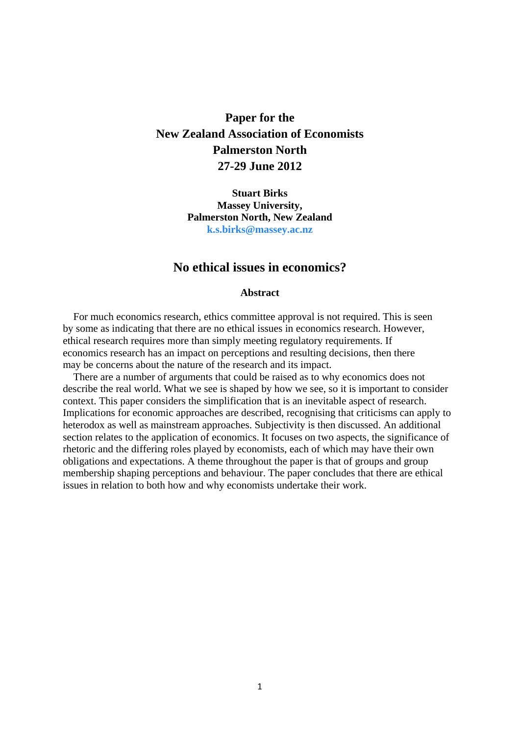**Paper for the**
**New Zealand Association of Economists**
**Palmerston North**
**27-29 June 2012**

**Stuart Birks**
**Massey University,**
**Palmerston North, New Zealand**
**k.s.birks@massey.ac.nz**

# No ethical issues in economics?

### Abstract

For much economics research, ethics committee approval is not required. This is seen by some as indicating that there are no ethical issues in economics research. However, ethical research requires more than simply meeting regulatory requirements. If economics research has an impact on perceptions and resulting decisions, then there may be concerns about the nature of the research and its impact.

There are a number of arguments that could be raised as to why economics does not describe the real world. What we see is shaped by how we see, so it is important to consider context. This paper considers the simplification that is an inevitable aspect of research. Implications for economic approaches are described, recognising that criticisms can apply to heterodox as well as mainstream approaches. Subjectivity is then discussed. An additional section relates to the application of economics. It focuses on two aspects, the significance of rhetoric and the differing roles played by economists, each of which may have their own obligations and expectations. A theme throughout the paper is that of groups and group membership shaping perceptions and behaviour. The paper concludes that there are ethical issues in relation to both how and why economists undertake their work.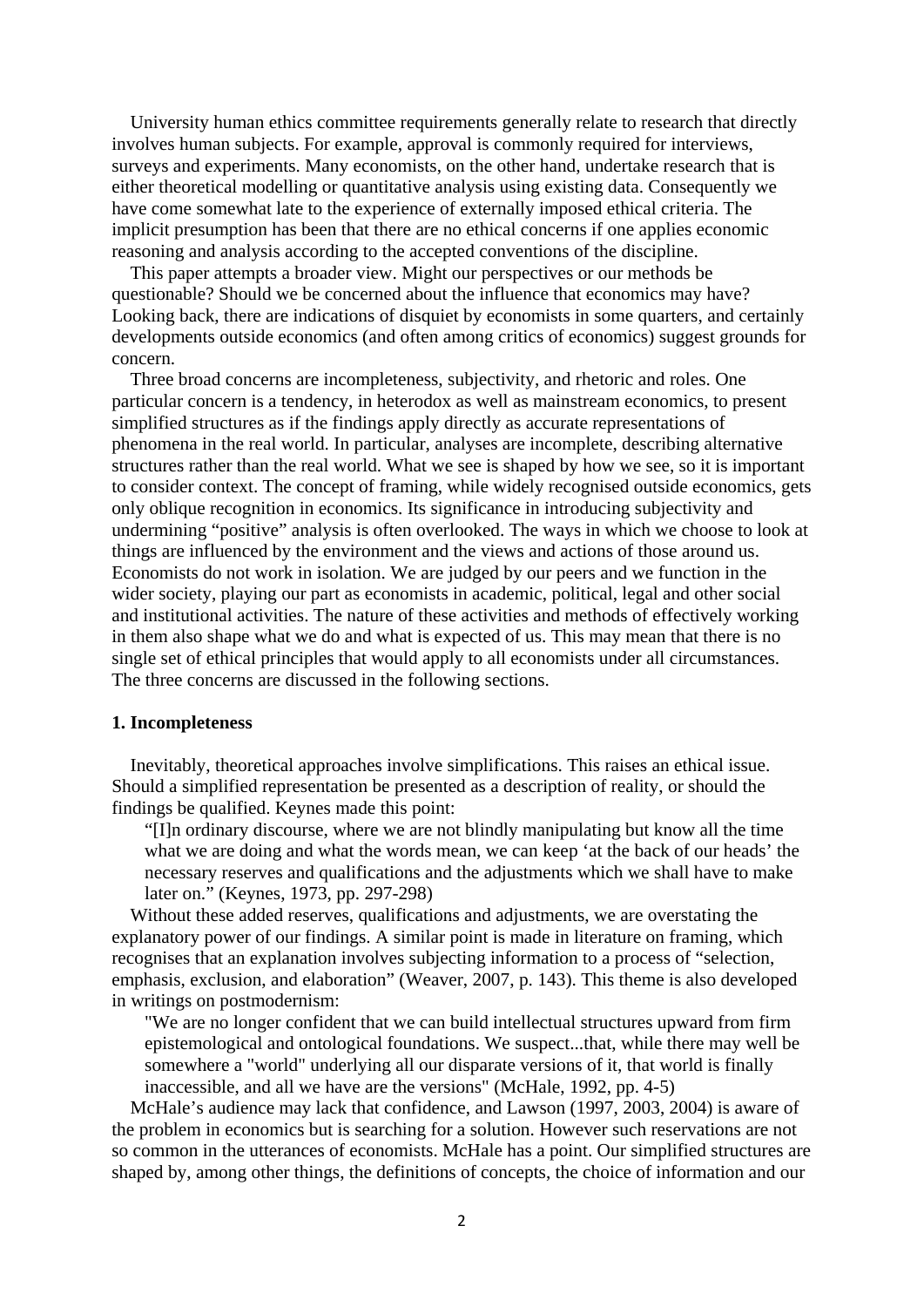University human ethics committee requirements generally relate to research that directly involves human subjects. For example, approval is commonly required for interviews, surveys and experiments. Many economists, on the other hand, undertake research that is either theoretical modelling or quantitative analysis using existing data. Consequently we have come somewhat late to the experience of externally imposed ethical criteria. The implicit presumption has been that there are no ethical concerns if one applies economic reasoning and analysis according to the accepted conventions of the discipline.

This paper attempts a broader view. Might our perspectives or our methods be questionable? Should we be concerned about the influence that economics may have? Looking back, there are indications of disquiet by economists in some quarters, and certainly developments outside economics (and often among critics of economics) suggest grounds for concern.

Three broad concerns are incompleteness, subjectivity, and rhetoric and roles. One particular concern is a tendency, in heterodox as well as mainstream economics, to present simplified structures as if the findings apply directly as accurate representations of phenomena in the real world. In particular, analyses are incomplete, describing alternative structures rather than the real world. What we see is shaped by how we see, so it is important to consider context. The concept of framing, while widely recognised outside economics, gets only oblique recognition in economics. Its significance in introducing subjectivity and undermining "positive" analysis is often overlooked. The ways in which we choose to look at things are influenced by the environment and the views and actions of those around us. Economists do not work in isolation. We are judged by our peers and we function in the wider society, playing our part as economists in academic, political, legal and other social and institutional activities. The nature of these activities and methods of effectively working in them also shape what we do and what is expected of us. This may mean that there is no single set of ethical principles that would apply to all economists under all circumstances. The three concerns are discussed in the following sections.

## 1. Incompleteness

Inevitably, theoretical approaches involve simplifications. This raises an ethical issue. Should a simplified representation be presented as a description of reality, or should the findings be qualified. Keynes made this point:

> "[I]n ordinary discourse, where we are not blindly manipulating but know all the time what we are doing and what the words mean, we can keep 'at the back of our heads' the necessary reserves and qualifications and the adjustments which we shall have to make later on." (Keynes, 1973, pp. 297-298)

Without these added reserves, qualifications and adjustments, we are overstating the explanatory power of our findings. A similar point is made in literature on framing, which recognises that an explanation involves subjecting information to a process of "selection, emphasis, exclusion, and elaboration" (Weaver, 2007, p. 143). This theme is also developed in writings on postmodernism:

> "We are no longer confident that we can build intellectual structures upward from firm epistemological and ontological foundations. We suspect...that, while there may well be somewhere a "world" underlying all our disparate versions of it, that world is finally inaccessible, and all we have are the versions" (McHale, 1992, pp. 4-5)

McHale's audience may lack that confidence, and Lawson (1997, 2003, 2004) is aware of the problem in economics but is searching for a solution. However such reservations are not so common in the utterances of economists. McHale has a point. Our simplified structures are shaped by, among other things, the definitions of concepts, the choice of information and our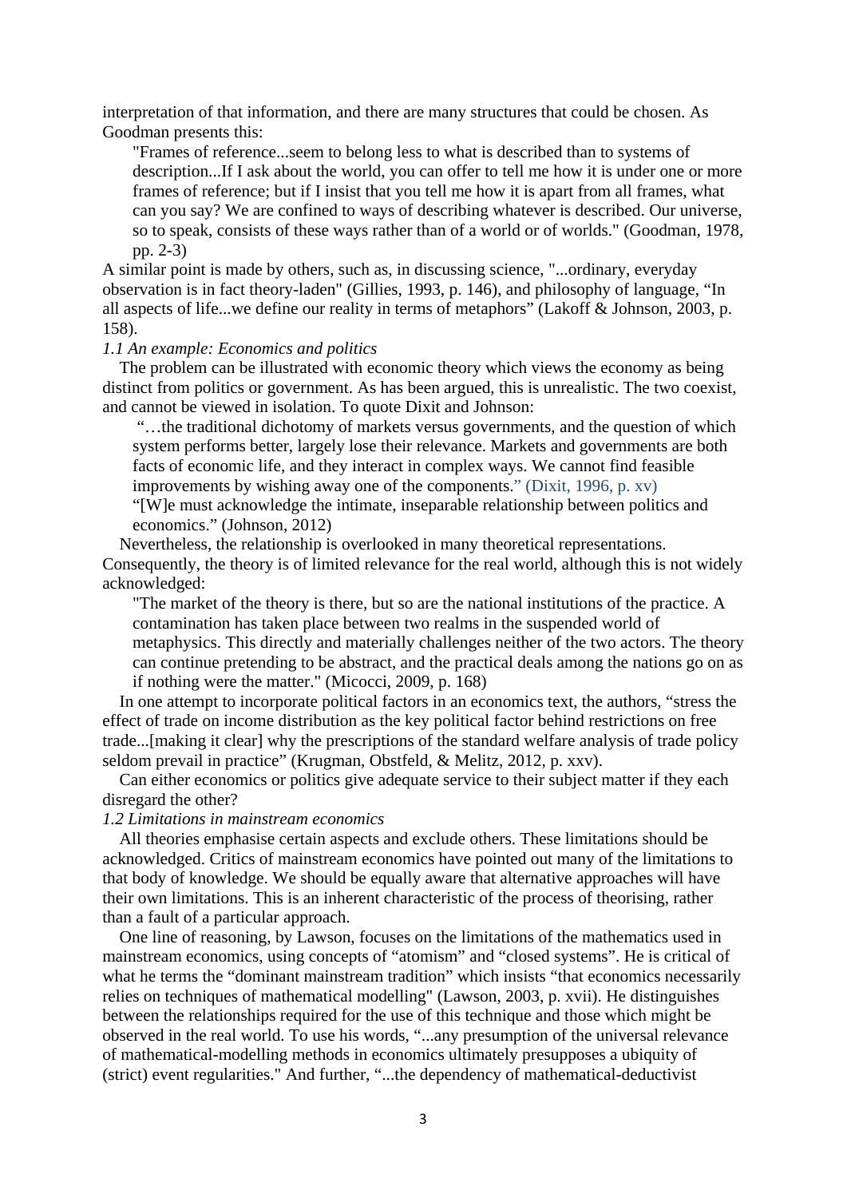interpretation of that information, and there are many structures that could be chosen. As Goodman presents this:

> "Frames of reference...seem to belong less to what is described than to systems of description...If I ask about the world, you can offer to tell me how it is under one or more frames of reference; but if I insist that you tell me how it is apart from all frames, what can you say? We are confined to ways of describing whatever is described. Our universe, so to speak, consists of these ways rather than of a world or of worlds." (Goodman, 1978, pp. 2-3)

A similar point is made by others, such as, in discussing science, "...ordinary, everyday observation is in fact theory-laden" (Gillies, 1993, p. 146), and philosophy of language, "In all aspects of life...we define our reality in terms of metaphors" (Lakoff & Johnson, 2003, p. 158).

*1.1 An example: Economics and politics*

The problem can be illustrated with economic theory which views the economy as being distinct from politics or government. As has been argued, this is unrealistic. The two coexist, and cannot be viewed in isolation. To quote Dixit and Johnson:

> "…the traditional dichotomy of markets versus governments, and the question of which system performs better, largely lose their relevance. Markets and governments are both facts of economic life, and they interact in complex ways. We cannot find feasible improvements by wishing away one of the components." (Dixit, 1996, p. xv)
>
> "[W]e must acknowledge the intimate, inseparable relationship between politics and economics." (Johnson, 2012)

Nevertheless, the relationship is overlooked in many theoretical representations. Consequently, the theory is of limited relevance for the real world, although this is not widely acknowledged:

> "The market of the theory is there, but so are the national institutions of the practice. A contamination has taken place between two realms in the suspended world of metaphysics. This directly and materially challenges neither of the two actors. The theory can continue pretending to be abstract, and the practical deals among the nations go on as if nothing were the matter." (Micocci, 2009, p. 168)

In one attempt to incorporate political factors in an economics text, the authors, "stress the effect of trade on income distribution as the key political factor behind restrictions on free trade...[making it clear] why the prescriptions of the standard welfare analysis of trade policy seldom prevail in practice" (Krugman, Obstfeld, & Melitz, 2012, p. xxv).

Can either economics or politics give adequate service to their subject matter if they each disregard the other?

*1.2 Limitations in mainstream economics*

All theories emphasise certain aspects and exclude others. These limitations should be acknowledged. Critics of mainstream economics have pointed out many of the limitations to that body of knowledge. We should be equally aware that alternative approaches will have their own limitations. This is an inherent characteristic of the process of theorising, rather than a fault of a particular approach.

One line of reasoning, by Lawson, focuses on the limitations of the mathematics used in mainstream economics, using concepts of "atomism" and "closed systems". He is critical of what he terms the "dominant mainstream tradition" which insists "that economics necessarily relies on techniques of mathematical modelling" (Lawson, 2003, p. xvii). He distinguishes between the relationships required for the use of this technique and those which might be observed in the real world. To use his words, "...any presumption of the universal relevance of mathematical-modelling methods in economics ultimately presupposes a ubiquity of (strict) event regularities." And further, "...the dependency of mathematical-deductivist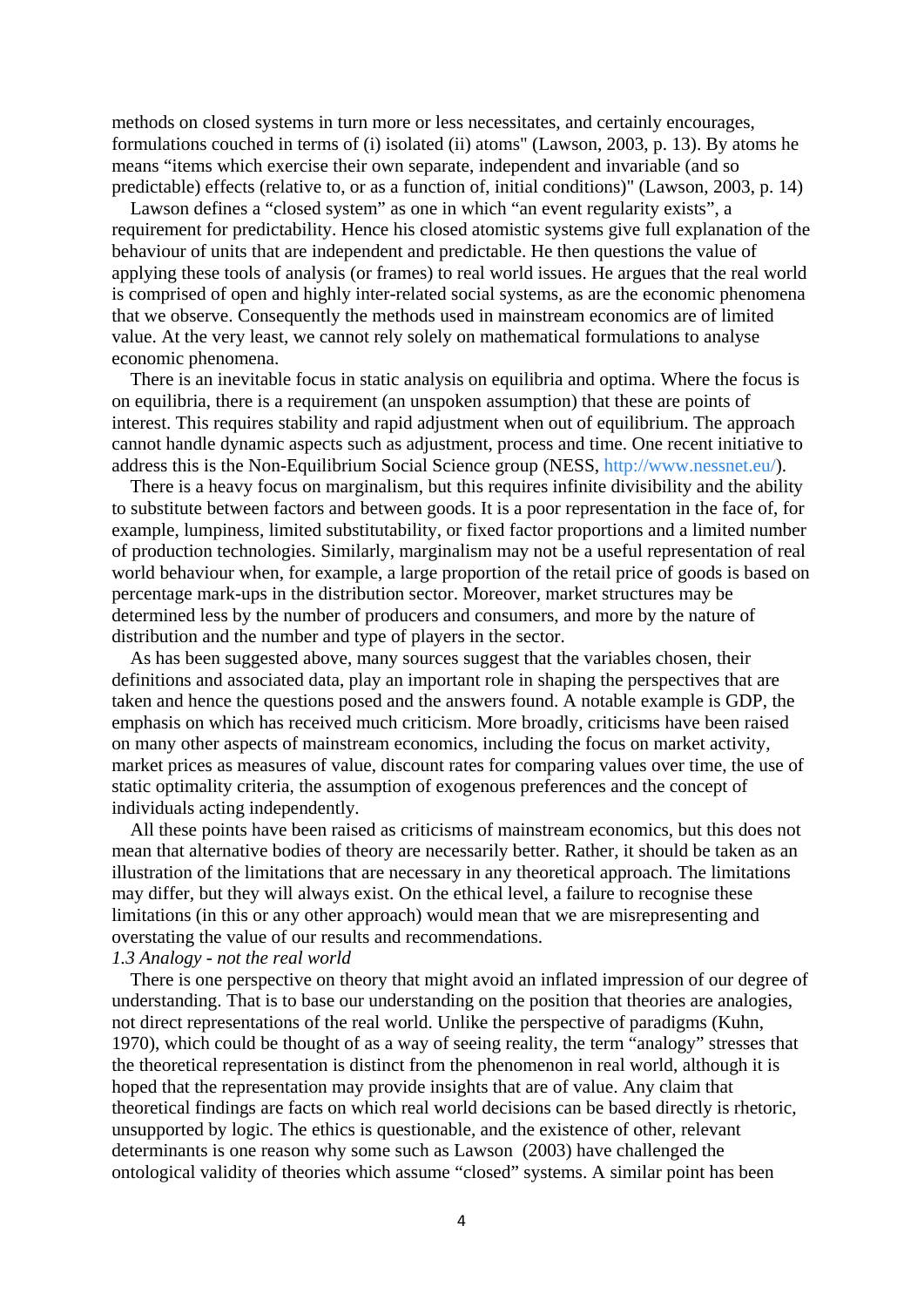methods on closed systems in turn more or less necessitates, and certainly encourages, formulations couched in terms of (i) isolated (ii) atoms" (Lawson, 2003, p. 13). By atoms he means "items which exercise their own separate, independent and invariable (and so predictable) effects (relative to, or as a function of, initial conditions)" (Lawson, 2003, p. 14)

Lawson defines a "closed system" as one in which "an event regularity exists", a requirement for predictability. Hence his closed atomistic systems give full explanation of the behaviour of units that are independent and predictable. He then questions the value of applying these tools of analysis (or frames) to real world issues. He argues that the real world is comprised of open and highly inter-related social systems, as are the economic phenomena that we observe. Consequently the methods used in mainstream economics are of limited value. At the very least, we cannot rely solely on mathematical formulations to analyse economic phenomena.

There is an inevitable focus in static analysis on equilibria and optima. Where the focus is on equilibria, there is a requirement (an unspoken assumption) that these are points of interest. This requires stability and rapid adjustment when out of equilibrium. The approach cannot handle dynamic aspects such as adjustment, process and time. One recent initiative to address this is the Non-Equilibrium Social Science group (NESS, http://www.nessnet.eu/).

There is a heavy focus on marginalism, but this requires infinite divisibility and the ability to substitute between factors and between goods. It is a poor representation in the face of, for example, lumpiness, limited substitutability, or fixed factor proportions and a limited number of production technologies. Similarly, marginalism may not be a useful representation of real world behaviour when, for example, a large proportion of the retail price of goods is based on percentage mark-ups in the distribution sector. Moreover, market structures may be determined less by the number of producers and consumers, and more by the nature of distribution and the number and type of players in the sector.

As has been suggested above, many sources suggest that the variables chosen, their definitions and associated data, play an important role in shaping the perspectives that are taken and hence the questions posed and the answers found. A notable example is GDP, the emphasis on which has received much criticism. More broadly, criticisms have been raised on many other aspects of mainstream economics, including the focus on market activity, market prices as measures of value, discount rates for comparing values over time, the use of static optimality criteria, the assumption of exogenous preferences and the concept of individuals acting independently.

All these points have been raised as criticisms of mainstream economics, but this does not mean that alternative bodies of theory are necessarily better. Rather, it should be taken as an illustration of the limitations that are necessary in any theoretical approach. The limitations may differ, but they will always exist. On the ethical level, a failure to recognise these limitations (in this or any other approach) would mean that we are misrepresenting and overstating the value of our results and recommendations.

*1.3 Analogy - not the real world*

There is one perspective on theory that might avoid an inflated impression of our degree of understanding. That is to base our understanding on the position that theories are analogies, not direct representations of the real world. Unlike the perspective of paradigms (Kuhn, 1970), which could be thought of as a way of seeing reality, the term "analogy" stresses that the theoretical representation is distinct from the phenomenon in real world, although it is hoped that the representation may provide insights that are of value. Any claim that theoretical findings are facts on which real world decisions can be based directly is rhetoric, unsupported by logic. The ethics is questionable, and the existence of other, relevant determinants is one reason why some such as Lawson (2003) have challenged the ontological validity of theories which assume "closed" systems. A similar point has been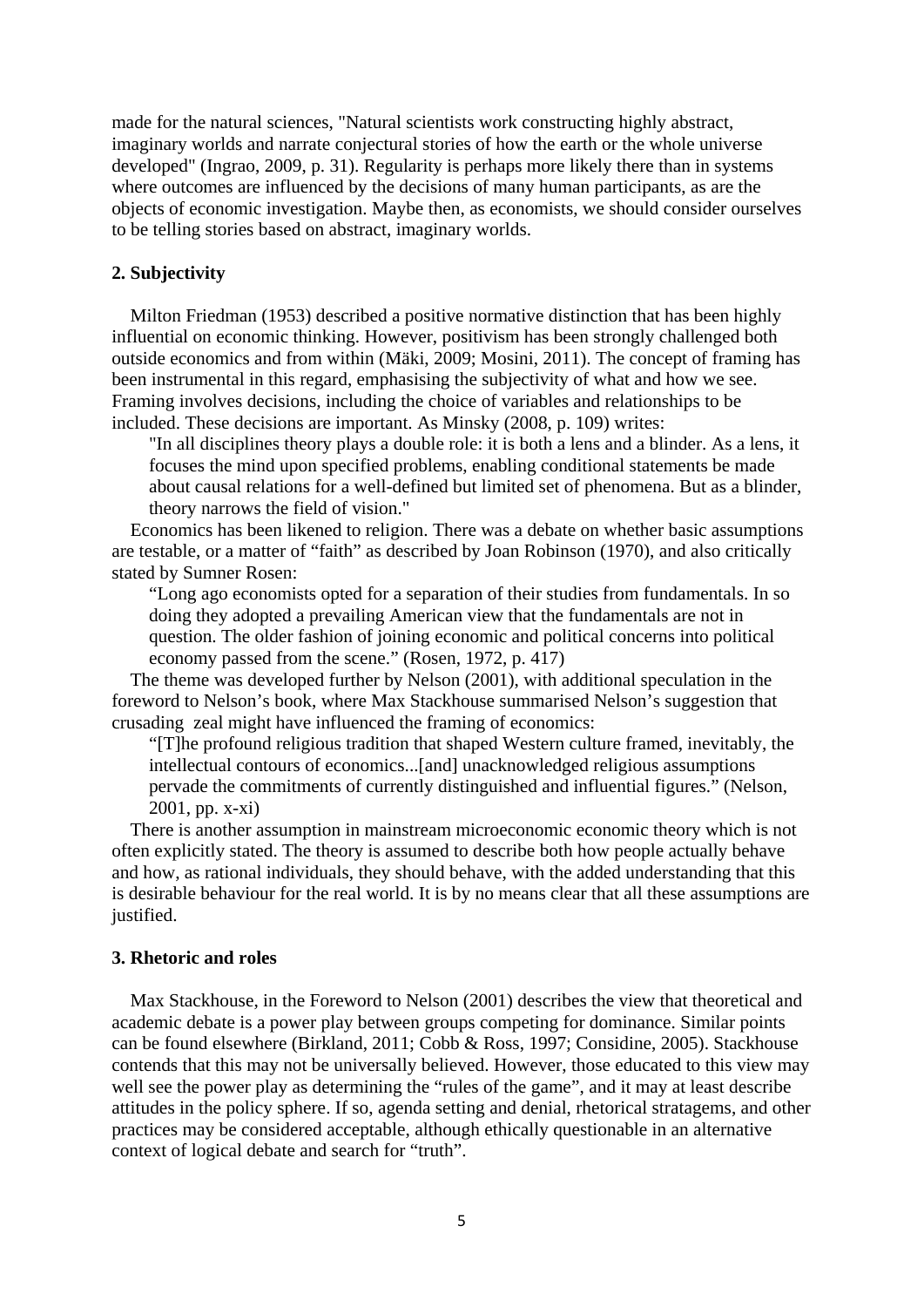made for the natural sciences, "Natural scientists work constructing highly abstract, imaginary worlds and narrate conjectural stories of how the earth or the whole universe developed" (Ingrao, 2009, p. 31). Regularity is perhaps more likely there than in systems where outcomes are influenced by the decisions of many human participants, as are the objects of economic investigation. Maybe then, as economists, we should consider ourselves to be telling stories based on abstract, imaginary worlds.

## 2. Subjectivity

Milton Friedman (1953) described a positive normative distinction that has been highly influential on economic thinking. However, positivism has been strongly challenged both outside economics and from within (Mäki, 2009; Mosini, 2011). The concept of framing has been instrumental in this regard, emphasising the subjectivity of what and how we see. Framing involves decisions, including the choice of variables and relationships to be included. These decisions are important. As Minsky (2008, p. 109) writes:

> "In all disciplines theory plays a double role: it is both a lens and a blinder. As a lens, it focuses the mind upon specified problems, enabling conditional statements be made about causal relations for a well-defined but limited set of phenomena. But as a blinder, theory narrows the field of vision."

Economics has been likened to religion. There was a debate on whether basic assumptions are testable, or a matter of "faith" as described by Joan Robinson (1970), and also critically stated by Sumner Rosen:

> "Long ago economists opted for a separation of their studies from fundamentals. In so doing they adopted a prevailing American view that the fundamentals are not in question. The older fashion of joining economic and political concerns into political economy passed from the scene." (Rosen, 1972, p. 417)

The theme was developed further by Nelson (2001), with additional speculation in the foreword to Nelson's book, where Max Stackhouse summarised Nelson's suggestion that crusading zeal might have influenced the framing of economics:

> "[T]he profound religious tradition that shaped Western culture framed, inevitably, the intellectual contours of economics...[and] unacknowledged religious assumptions pervade the commitments of currently distinguished and influential figures." (Nelson, 2001, pp. x-xi)

There is another assumption in mainstream microeconomic economic theory which is not often explicitly stated. The theory is assumed to describe both how people actually behave and how, as rational individuals, they should behave, with the added understanding that this is desirable behaviour for the real world. It is by no means clear that all these assumptions are justified.

## 3. Rhetoric and roles

Max Stackhouse, in the Foreword to Nelson (2001) describes the view that theoretical and academic debate is a power play between groups competing for dominance. Similar points can be found elsewhere (Birkland, 2011; Cobb & Ross, 1997; Considine, 2005). Stackhouse contends that this may not be universally believed. However, those educated to this view may well see the power play as determining the "rules of the game", and it may at least describe attitudes in the policy sphere. If so, agenda setting and denial, rhetorical stratagems, and other practices may be considered acceptable, although ethically questionable in an alternative context of logical debate and search for "truth".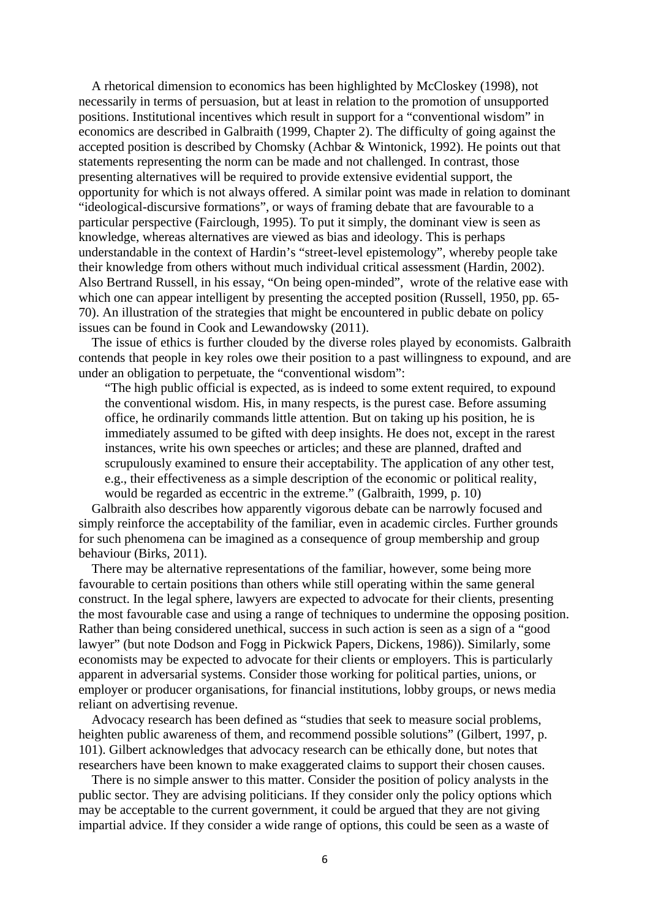A rhetorical dimension to economics has been highlighted by McCloskey (1998), not necessarily in terms of persuasion, but at least in relation to the promotion of unsupported positions. Institutional incentives which result in support for a "conventional wisdom" in economics are described in Galbraith (1999, Chapter 2). The difficulty of going against the accepted position is described by Chomsky (Achbar & Wintonick, 1992). He points out that statements representing the norm can be made and not challenged. In contrast, those presenting alternatives will be required to provide extensive evidential support, the opportunity for which is not always offered. A similar point was made in relation to dominant "ideological-discursive formations", or ways of framing debate that are favourable to a particular perspective (Fairclough, 1995). To put it simply, the dominant view is seen as knowledge, whereas alternatives are viewed as bias and ideology. This is perhaps understandable in the context of Hardin's "street-level epistemology", whereby people take their knowledge from others without much individual critical assessment (Hardin, 2002). Also Bertrand Russell, in his essay, "On being open-minded", wrote of the relative ease with which one can appear intelligent by presenting the accepted position (Russell, 1950, pp. 65-70). An illustration of the strategies that might be encountered in public debate on policy issues can be found in Cook and Lewandowsky (2011).

The issue of ethics is further clouded by the diverse roles played by economists. Galbraith contends that people in key roles owe their position to a past willingness to expound, and are under an obligation to perpetuate, the "conventional wisdom":

> "The high public official is expected, as is indeed to some extent required, to expound the conventional wisdom. His, in many respects, is the purest case. Before assuming office, he ordinarily commands little attention. But on taking up his position, he is immediately assumed to be gifted with deep insights. He does not, except in the rarest instances, write his own speeches or articles; and these are planned, drafted and scrupulously examined to ensure their acceptability. The application of any other test, e.g., their effectiveness as a simple description of the economic or political reality, would be regarded as eccentric in the extreme." (Galbraith, 1999, p. 10)

Galbraith also describes how apparently vigorous debate can be narrowly focused and simply reinforce the acceptability of the familiar, even in academic circles. Further grounds for such phenomena can be imagined as a consequence of group membership and group behaviour (Birks, 2011).

There may be alternative representations of the familiar, however, some being more favourable to certain positions than others while still operating within the same general construct. In the legal sphere, lawyers are expected to advocate for their clients, presenting the most favourable case and using a range of techniques to undermine the opposing position. Rather than being considered unethical, success in such action is seen as a sign of a "good lawyer" (but note Dodson and Fogg in Pickwick Papers, Dickens, 1986)). Similarly, some economists may be expected to advocate for their clients or employers. This is particularly apparent in adversarial systems. Consider those working for political parties, unions, or employer or producer organisations, for financial institutions, lobby groups, or news media reliant on advertising revenue.

Advocacy research has been defined as "studies that seek to measure social problems, heighten public awareness of them, and recommend possible solutions" (Gilbert, 1997, p. 101). Gilbert acknowledges that advocacy research can be ethically done, but notes that researchers have been known to make exaggerated claims to support their chosen causes.

There is no simple answer to this matter. Consider the position of policy analysts in the public sector. They are advising politicians. If they consider only the policy options which may be acceptable to the current government, it could be argued that they are not giving impartial advice. If they consider a wide range of options, this could be seen as a waste of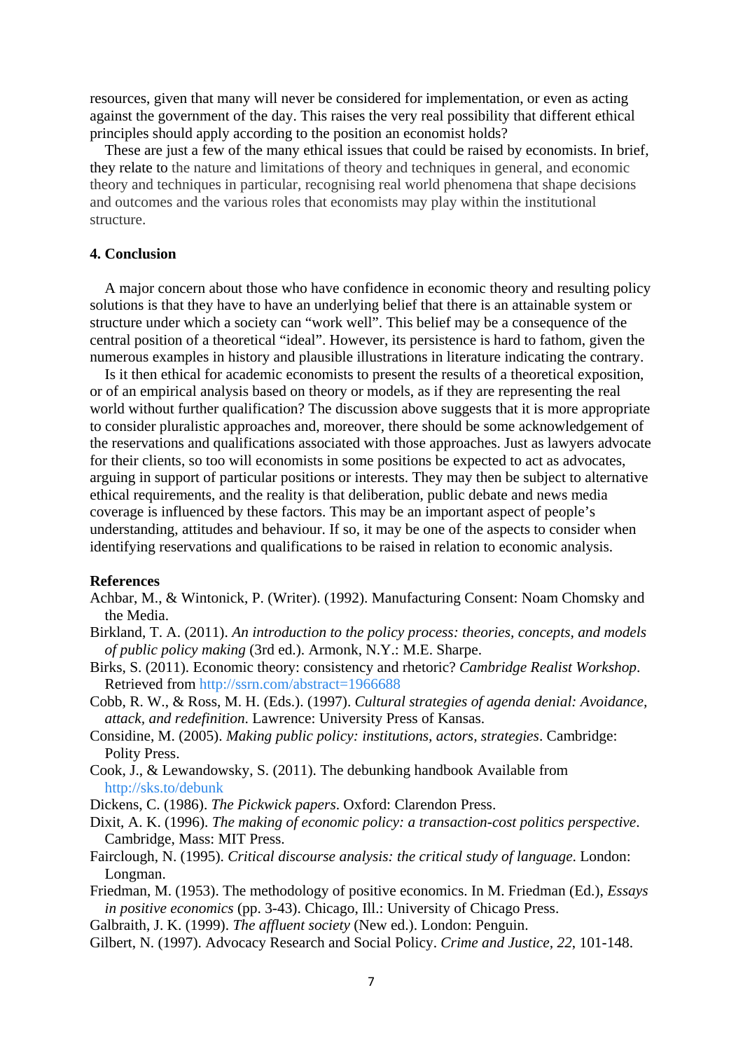resources, given that many will never be considered for implementation, or even as acting against the government of the day. This raises the very real possibility that different ethical principles should apply according to the position an economist holds?

These are just a few of the many ethical issues that could be raised by economists. In brief, they relate to the nature and limitations of theory and techniques in general, and economic theory and techniques in particular, recognising real world phenomena that shape decisions and outcomes and the various roles that economists may play within the institutional structure.

### 4. Conclusion

A major concern about those who have confidence in economic theory and resulting policy solutions is that they have to have an underlying belief that there is an attainable system or structure under which a society can "work well". This belief may be a consequence of the central position of a theoretical "ideal". However, its persistence is hard to fathom, given the numerous examples in history and plausible illustrations in literature indicating the contrary.

Is it then ethical for academic economists to present the results of a theoretical exposition, or of an empirical analysis based on theory or models, as if they are representing the real world without further qualification? The discussion above suggests that it is more appropriate to consider pluralistic approaches and, moreover, there should be some acknowledgement of the reservations and qualifications associated with those approaches. Just as lawyers advocate for their clients, so too will economists in some positions be expected to act as advocates, arguing in support of particular positions or interests. They may then be subject to alternative ethical requirements, and the reality is that deliberation, public debate and news media coverage is influenced by these factors. This may be an important aspect of people's understanding, attitudes and behaviour. If so, it may be one of the aspects to consider when identifying reservations and qualifications to be raised in relation to economic analysis.

### References

Achbar, M., & Wintonick, P. (Writer). (1992). Manufacturing Consent: Noam Chomsky and the Media.

Birkland, T. A. (2011). *An introduction to the policy process: theories, concepts, and models of public policy making* (3rd ed.). Armonk, N.Y.: M.E. Sharpe.

Birks, S. (2011). Economic theory: consistency and rhetoric? *Cambridge Realist Workshop*. Retrieved from http://ssrn.com/abstract=1966688

Cobb, R. W., & Ross, M. H. (Eds.). (1997). *Cultural strategies of agenda denial: Avoidance, attack, and redefinition*. Lawrence: University Press of Kansas.

Considine, M. (2005). *Making public policy: institutions, actors, strategies*. Cambridge: Polity Press.

Cook, J., & Lewandowsky, S. (2011). The debunking handbook Available from http://sks.to/debunk

Dickens, C. (1986). *The Pickwick papers*. Oxford: Clarendon Press.

Dixit, A. K. (1996). *The making of economic policy: a transaction-cost politics perspective*. Cambridge, Mass: MIT Press.

Fairclough, N. (1995). *Critical discourse analysis: the critical study of language*. London: Longman.

Friedman, M. (1953). The methodology of positive economics. In M. Friedman (Ed.), *Essays in positive economics* (pp. 3-43). Chicago, Ill.: University of Chicago Press.

Galbraith, J. K. (1999). *The affluent society* (New ed.). London: Penguin.

Gilbert, N. (1997). Advocacy Research and Social Policy. *Crime and Justice, 22*, 101-148.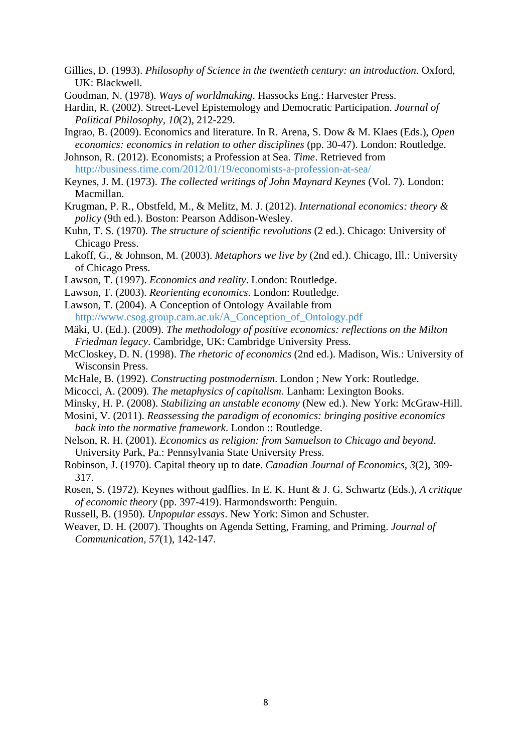Gillies, D. (1993). *Philosophy of Science in the twentieth century: an introduction*. Oxford, UK: Blackwell.

Goodman, N. (1978). *Ways of worldmaking*. Hassocks Eng.: Harvester Press.

Hardin, R. (2002). Street-Level Epistemology and Democratic Participation. *Journal of Political Philosophy, 10*(2), 212-229.

Ingrao, B. (2009). Economics and literature. In R. Arena, S. Dow & M. Klaes (Eds.), *Open economics: economics in relation to other disciplines* (pp. 30-47). London: Routledge.

Johnson, R. (2012). Economists; a Profession at Sea. *Time*. Retrieved from http://business.time.com/2012/01/19/economists-a-profession-at-sea/

Keynes, J. M. (1973). *The collected writings of John Maynard Keynes* (Vol. 7). London: Macmillan.

Krugman, P. R., Obstfeld, M., & Melitz, M. J. (2012). *International economics: theory & policy* (9th ed.). Boston: Pearson Addison-Wesley.

Kuhn, T. S. (1970). *The structure of scientific revolutions* (2 ed.). Chicago: University of Chicago Press.

Lakoff, G., & Johnson, M. (2003). *Metaphors we live by* (2nd ed.). Chicago, Ill.: University of Chicago Press.

Lawson, T. (1997). *Economics and reality*. London: Routledge.

Lawson, T. (2003). *Reorienting economics*. London: Routledge.

Lawson, T. (2004). A Conception of Ontology Available from http://www.csog.group.cam.ac.uk/A_Conception_of_Ontology.pdf

Mäki, U. (Ed.). (2009). *The methodology of positive economics: reflections on the Milton Friedman legacy*. Cambridge, UK: Cambridge University Press.

McCloskey, D. N. (1998). *The rhetoric of economics* (2nd ed.). Madison, Wis.: University of Wisconsin Press.

McHale, B. (1992). *Constructing postmodernism*. London ; New York: Routledge.

Micocci, A. (2009). *The metaphysics of capitalism*. Lanham: Lexington Books.

Minsky, H. P. (2008). *Stabilizing an unstable economy* (New ed.). New York: McGraw-Hill.

Mosini, V. (2011). *Reassessing the paradigm of economics: bringing positive economics back into the normative framework*. London :: Routledge.

Nelson, R. H. (2001). *Economics as religion: from Samuelson to Chicago and beyond*. University Park, Pa.: Pennsylvania State University Press.

Robinson, J. (1970). Capital theory up to date. *Canadian Journal of Economics, 3*(2), 309-317.

Rosen, S. (1972). Keynes without gadflies. In E. K. Hunt & J. G. Schwartz (Eds.), *A critique of economic theory* (pp. 397-419). Harmondsworth: Penguin.

Russell, B. (1950). *Unpopular essays*. New York: Simon and Schuster.

Weaver, D. H. (2007). Thoughts on Agenda Setting, Framing, and Priming. *Journal of Communication, 57*(1), 142-147.